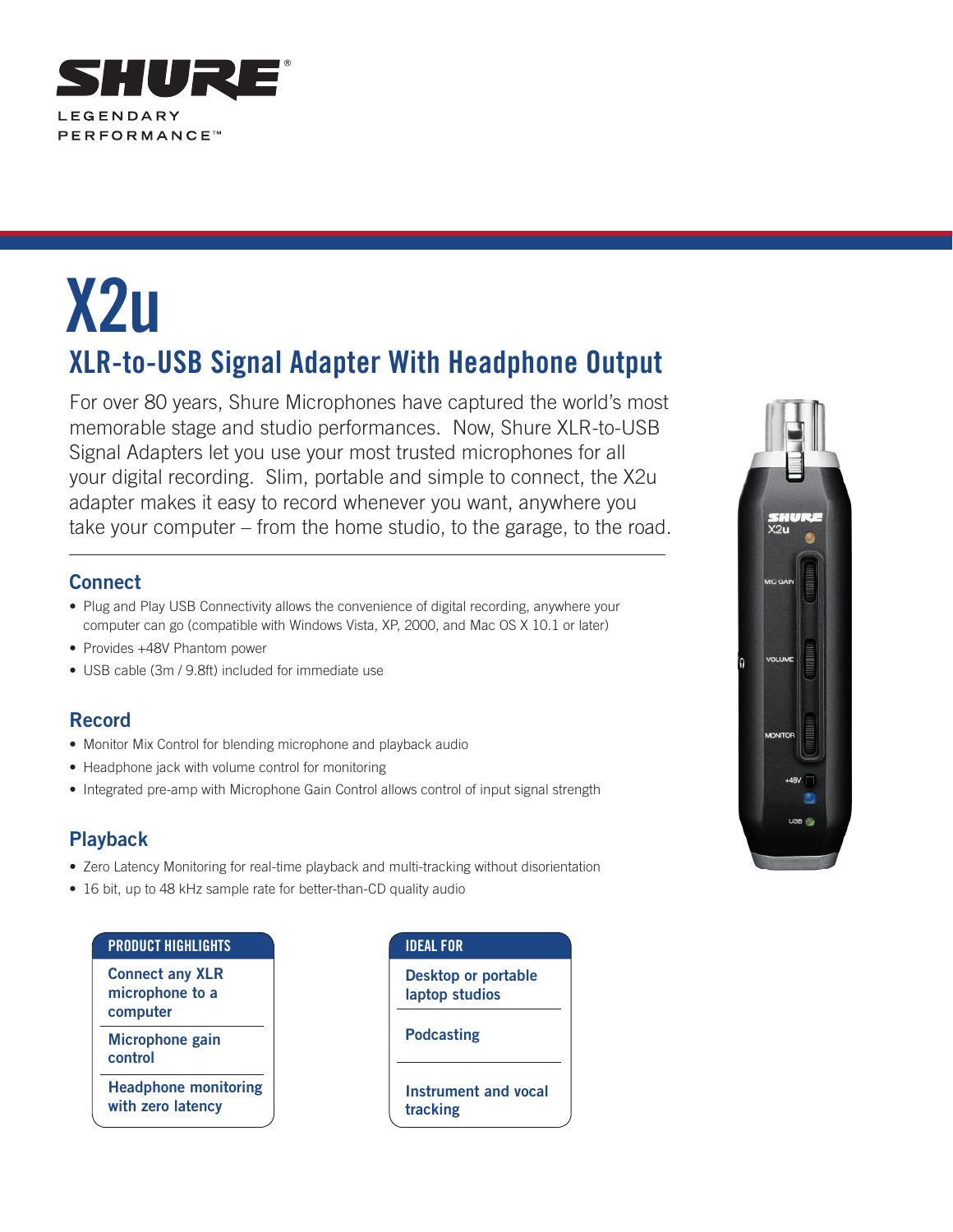SHURE®

LEGENDARY PERFORMANCE™

# X2u

## XLR-to-USB Signal Adapter With Headphone Output

For over 80 years, Shure Microphones have captured the world's most memorable stage and studio performances. Now, Shure XLR-to-USB Signal Adapters let you use your most trusted microphones for all your digital recording. Slim, portable and simple to connect, the X2u adapter makes it easy to record whenever you want, anywhere you take your computer – from the home studio, to the garage, to the road.

### Connect

- Plug and Play USB Connectivity allows the convenience of digital recording, anywhere your computer can go (compatible with Windows Vista, XP, 2000, and Mac OS X 10.1 or later)
- Provides +48V Phantom power
- USB cable (3m / 9.8ft) included for immediate use

### Record

- Monitor Mix Control for blending microphone and playback audio
- Headphone jack with volume control for monitoring
- Integrated pre-amp with Microphone Gain Control allows control of input signal strength

### Playback

- Zero Latency Monitoring for real-time playback and multi-tracking without disorientation
- 16 bit, up to 48 kHz sample rate for better-than-CD quality audio

| PRODUCT HIGHLIGHTS |
| --- |
| Connect any XLR microphone to a computer |
| Microphone gain control |
| Headphone monitoring with zero latency |

| IDEAL FOR |
| --- |
| Desktop or portable laptop studios |
| Podcasting |
| Instrument and vocal tracking |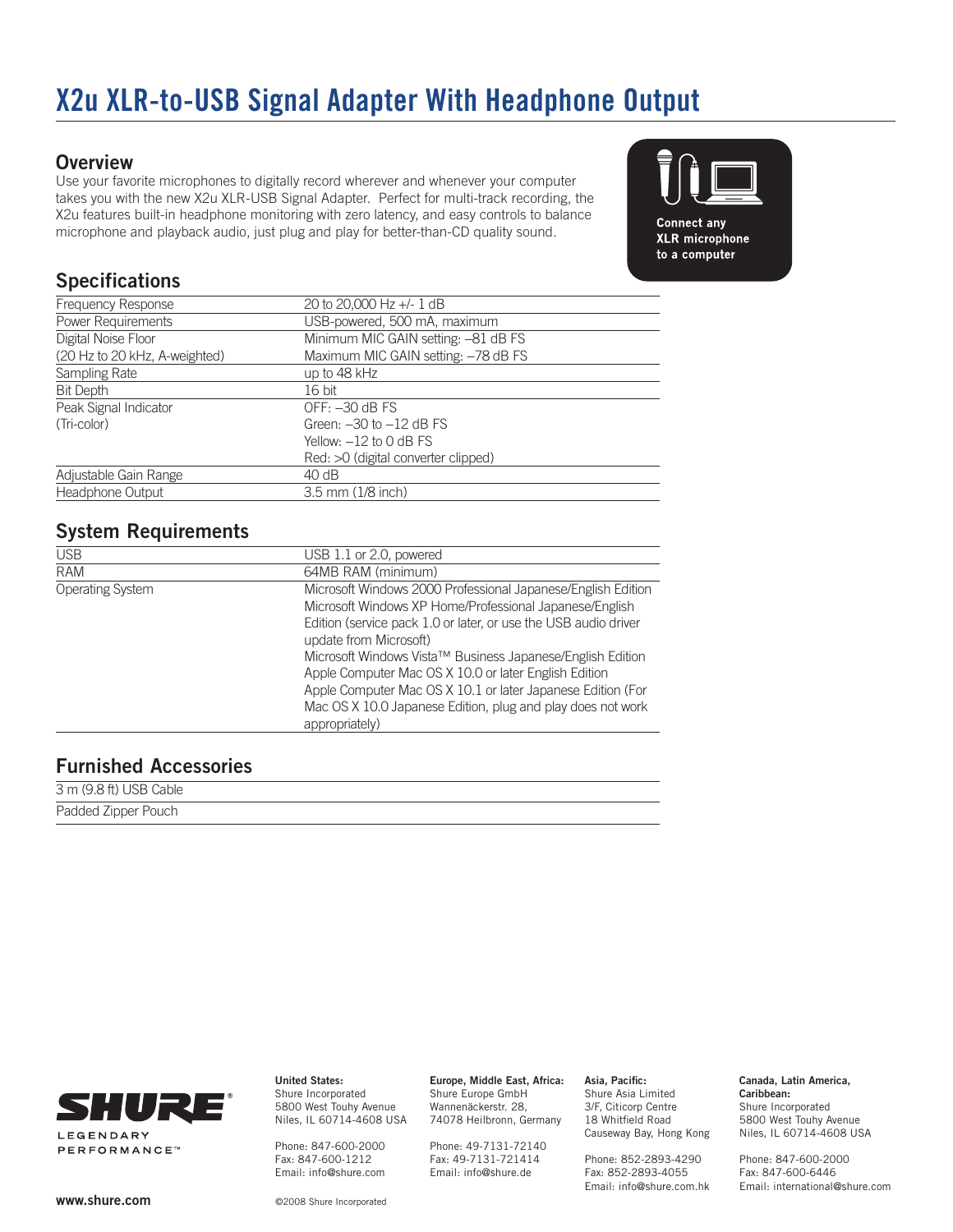# X2u XLR-to-USB Signal Adapter With Headphone Output

## Overview

Use your favorite microphones to digitally record wherever and whenever your computer takes you with the new X2u XLR-USB Signal Adapter. Perfect for multi-track recording, the X2u features built-in headphone monitoring with zero latency, and easy controls to balance microphone and playback audio, just plug and play for better-than-CD quality sound.

**Connect any XLR microphone to a computer**

## Specifications

| | |
|---|---|
| Frequency Response | 20 to 20,000 Hz +/- 1 dB |
| Power Requirements | USB-powered, 500 mA, maximum |
| Digital Noise Floor (20 Hz to 20 kHz, A-weighted) | Minimum MIC GAIN setting: –81 dB FS<br>Maximum MIC GAIN setting: –78 dB FS |
| Sampling Rate | up to 48 kHz |
| Bit Depth | 16 bit |
| Peak Signal Indicator (Tri-color) | OFF: –30 dB FS<br>Green: –30 to –12 dB FS<br>Yellow: –12 to 0 dB FS<br>Red: >0 (digital converter clipped) |
| Adjustable Gain Range | 40 dB |
| Headphone Output | 3.5 mm (1/8 inch) |

## System Requirements

| | |
|---|---|
| USB | USB 1.1 or 2.0, powered |
| RAM | 64MB RAM (minimum) |
| Operating System | Microsoft Windows 2000 Professional Japanese/English Edition<br>Microsoft Windows XP Home/Professional Japanese/English Edition (service pack 1.0 or later, or use the USB audio driver update from Microsoft)<br>Microsoft Windows Vista™ Business Japanese/English Edition<br>Apple Computer Mac OS X 10.0 or later English Edition<br>Apple Computer Mac OS X 10.1 or later Japanese Edition (For Mac OS X 10.0 Japanese Edition, plug and play does not work appropriately) |

## Furnished Accessories

| |
|---|
| 3 m (9.8 ft) USB Cable |
| Padded Zipper Pouch |

SHURE®
LEGENDARY PERFORMANCE™

**United States:**
Shure Incorporated
5800 West Touhy Avenue
Niles, IL 60714-4608 USA

Phone: 847-600-2000
Fax: 847-600-1212
Email: info@shure.com

**Europe, Middle East, Africa:**
Shure Europe GmbH
Wannenäckerstr. 28,
74078 Heilbronn, Germany

Phone: 49-7131-72140
Fax: 49-7131-721414
Email: info@shure.de

**Asia, Pacific:**
Shure Asia Limited
3/F, Citicorp Centre
18 Whitfield Road
Causeway Bay, Hong Kong

Phone: 852-2893-4290
Fax: 852-2893-4055
Email: info@shure.com.hk

**Canada, Latin America, Caribbean:**
Shure Incorporated
5800 West Touhy Avenue
Niles, IL 60714-4608 USA

Phone: 847-600-2000
Fax: 847-600-6446
Email: international@shure.com

**www.shure.com**

©2008 Shure Incorporated